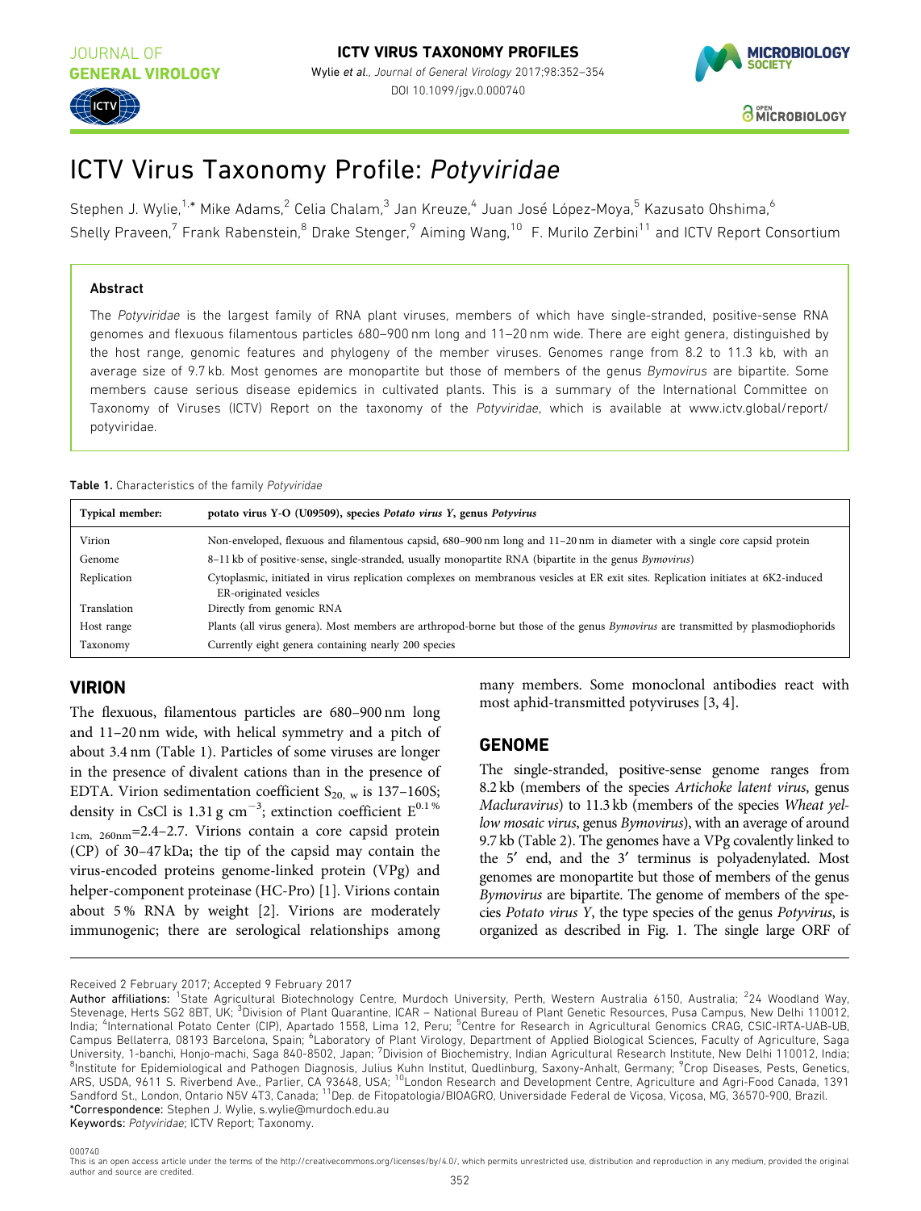# ICTV Virus Taxonomy Profile: *Potyviridae*

Stephen J. Wylie,[1,*] Mike Adams,[2] Celia Chalam,[3] Jan Kreuze,[4] Juan José López-Moya,[5] Kazusato Ohshima,[6] Shelly Praveen,[7] Frank Rabenstein,[8] Drake Stenger,[9] Aiming Wang,[10] F. Murilo Zerbini[11] and ICTV Report Consortium

### Abstract

The *Potyviridae* is the largest family of RNA plant viruses, members of which have single-stranded, positive-sense RNA genomes and flexuous filamentous particles 680–900 nm long and 11–20 nm wide. There are eight genera, distinguished by the host range, genomic features and phylogeny of the member viruses. Genomes range from 8.2 to 11.3 kb, with an average size of 9.7 kb. Most genomes are monopartite but those of members of the genus *Bymovirus* are bipartite. Some members cause serious disease epidemics in cultivated plants. This is a summary of the International Committee on Taxonomy of Viruses (ICTV) Report on the taxonomy of the *Potyviridae*, which is available at www.ictv.global/report/potyviridae.

**Table 1.** Characteristics of the family *Potyviridae*

| Typical member: | potato virus Y-O (U09509), species *Potato virus Y*, genus *Potyvirus* |
|---|---|
| Virion | Non-enveloped, flexuous and filamentous capsid, 680–900 nm long and 11–20 nm in diameter with a single core capsid protein |
| Genome | 8–11 kb of positive-sense, single-stranded, usually monopartite RNA (bipartite in the genus *Bymovirus*) |
| Replication | Cytoplasmic, initiated in virus replication complexes on membranous vesicles at ER exit sites. Replication initiates at 6K2-induced ER-originated vesicles |
| Translation | Directly from genomic RNA |
| Host range | Plants (all virus genera). Most members are arthropod-borne but those of the genus *Bymovirus* are transmitted by plasmodiophorids |
| Taxonomy | Currently eight genera containing nearly 200 species |

## VIRION

The flexuous, filamentous particles are 680–900 nm long and 11–20 nm wide, with helical symmetry and a pitch of about 3.4 nm (Table 1). Particles of some viruses are longer in the presence of divalent cations than in the presence of EDTA. Virion sedimentation coefficient $S_{20,\,w}$ is 137–160S; density in CsCl is 1.31 g $cm^{-3}$; extinction coefficient $E^{0.1\%}_{1cm,\ 260nm}$=2.4–2.7. Virions contain a core capsid protein (CP) of 30–47 kDa; the tip of the capsid may contain the virus-encoded proteins genome-linked protein (VPg) and helper-component proteinase (HC-Pro) [1]. Virions contain about 5 % RNA by weight [2]. Virions are moderately immunogenic; there are serological relationships among many members. Some monoclonal antibodies react with most aphid-transmitted potyviruses [3, 4].

## GENOME

The single-stranded, positive-sense genome ranges from 8.2 kb (members of the species *Artichoke latent virus*, genus *Macluravirus*) to 11.3 kb (members of the species *Wheat yellow mosaic virus*, genus *Bymovirus*), with an average of around 9.7 kb (Table 2). The genomes have a VPg covalently linked to the 5′ end, and the 3′ terminus is polyadenylated. Most genomes are monopartite but those of members of the genus *Bymovirus* are bipartite. The genome of members of the species *Potato virus Y*, the type species of the genus *Potyvirus*, is organized as described in Fig. 1. The single large ORF of

Received 2 February 2017; Accepted 9 February 2017

**Author affiliations:** [1]State Agricultural Biotechnology Centre, Murdoch University, Perth, Western Australia 6150, Australia; [2]24 Woodland Way, Stevenage, Herts SG2 8BT, UK; [3]Division of Plant Quarantine, ICAR – National Bureau of Plant Genetic Resources, Pusa Campus, New Delhi 110012, India; [4]International Potato Center (CIP), Apartado 1558, Lima 12, Peru; [5]Centre for Research in Agricultural Genomics CRAG, CSIC-IRTA-UAB-UB, Campus Bellaterra, 08193 Barcelona, Spain; [6]Laboratory of Plant Virology, Department of Applied Biological Sciences, Faculty of Agriculture, Saga University, 1-banchi, Honjo-machi, Saga 840-8502, Japan; [7]Division of Biochemistry, Indian Agricultural Research Institute, New Delhi 110012, India; [8]Institute for Epidemiological and Pathogen Diagnosis, Julius Kuhn Institut, Quedlinburg, Saxony-Anhalt, Germany; [9]Crop Diseases, Pests, Genetics, ARS, USDA, 9611 S. Riverbend Ave., Parlier, CA 93648, USA; [10]London Research and Development Centre, Agriculture and Agri-Food Canada, 1391 Sandford St., London, Ontario N5V 4T3, Canada; [11]Dep. de Fitopatologia/BIOAGRO, Universidade Federal de Viçosa, Viçosa, MG, 36570-900, Brazil.

***Correspondence:** Stephen J. Wylie, s.wylie@murdoch.edu.au

**Keywords:** *Potyviridae*; ICTV Report; Taxonomy.

000740

This is an open access article under the terms of the http://creativecommons.org/licenses/by/4.0/, which permits unrestricted use, distribution and reproduction in any medium, provided the original author and source are credited.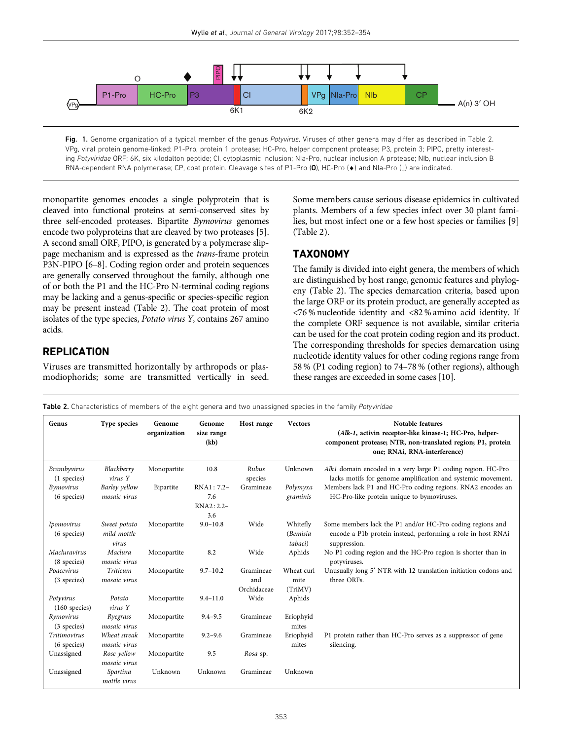Fig. 1. Genome organization of a typical member of the genus *Potyvirus*. Viruses of other genera may differ as described in Table 2. VPg, viral protein genome-linked; P1-Pro, protein 1 protease; HC-Pro, helper component protease; P3, protein 3; PIPO, pretty interesting *Potyviridae* ORF; 6K, six kilodalton peptide; CI, cytoplasmic inclusion; NIa-Pro, nuclear inclusion A protease; NIb, nuclear inclusion B RNA-dependent RNA polymerase; CP, coat protein. Cleavage sites of P1-Pro (O), HC-Pro (♦) and NIa-Pro (↓) are indicated.

monopartite genomes encodes a single polyprotein that is cleaved into functional proteins at semi-conserved sites by three self-encoded proteases. Bipartite *Bymovirus* genomes encode two polyproteins that are cleaved by two proteases [5]. A second small ORF, PIPO, is generated by a polymerase slippage mechanism and is expressed as the *trans*-frame protein P3N-PIPO [6–8]. Coding region order and protein sequences are generally conserved throughout the family, although one of or both the P1 and the HC-Pro N-terminal coding regions may be lacking and a genus-specific or species-specific region may be present instead (Table 2). The coat protein of most isolates of the type species, *Potato virus Y*, contains 267 amino acids.

## REPLICATION

Viruses are transmitted horizontally by arthropods or plasmodiophorids; some are transmitted vertically in seed. Some members cause serious disease epidemics in cultivated plants. Members of a few species infect over 30 plant families, but most infect one or a few host species or families [9] (Table 2).

## TAXONOMY

The family is divided into eight genera, the members of which are distinguished by host range, genomic features and phylogeny (Table 2). The species demarcation criteria, based upon the large ORF or its protein product, are generally accepted as <76 % nucleotide identity and <82 % amino acid identity. If the complete ORF sequence is not available, similar criteria can be used for the coat protein coding region and its product. The corresponding thresholds for species demarcation using nucleotide identity values for other coding regions range from 58 % (P1 coding region) to 74–78 % (other regions), although these ranges are exceeded in some cases [10].

**Table 2.** Characteristics of members of the eight genera and two unassigned species in the family *Potyviridae*

| Genus | Type species | Genome organization | Genome size range (kb) | Host range | Vectors | Notable features (*Alk-1*, activin receptor-like kinase-1; HC-Pro, helper-component protease; NTR, non-translated region; P1, protein one; RNAi, RNA-interference) |
|---|---|---|---|---|---|---|
| *Brambyvirus* (1 species) | *Blackberry virus Y* | Monopartite | 10.8 | *Rubus* species | Unknown | *Alk1* domain encoded in a very large P1 coding region. HC-Pro lacks motifs for genome amplification and systemic movement. |
| *Bymovirus* (6 species) | *Barley yellow mosaic virus* | Bipartite | RNA1 : 7.2–7.6 RNA2 : 2.2–3.6 | Gramineae | *Polymyxa graminis* | Members lack P1 and HC-Pro coding regions. RNA2 encodes an HC-Pro-like protein unique to bymoviruses. |
| *Ipomovirus* (6 species) | *Sweet potato mild mottle virus* | Monopartite | 9.0–10.8 | Wide | Whitefly (*Bemisia tabaci*) | Some members lack the P1 and/or HC-Pro coding regions and encode a P1b protein instead, performing a role in host RNAi suppression. |
| *Macluravirus* (8 species) | *Maclura mosaic virus* | Monopartite | 8.2 | Wide | Aphids | No P1 coding region and the HC-Pro region is shorter than in potyviruses. |
| *Poacevirus* (3 species) | *Triticum mosaic virus* | Monopartite | 9.7–10.2 | Gramineae and Orchidaceae | Wheat curl mite (TriMV) | Unusually long 5′ NTR with 12 translation initiation codons and three ORFs. |
| *Potyvirus* (160 species) | *Potato virus Y* | Monopartite | 9.4–11.0 | Wide | Aphids | |
| *Rymovirus* (3 species) | *Ryegrass mosaic virus* | Monopartite | 9.4–9.5 | Gramineae | Eriophyid mites | |
| *Tritimovirus* (6 species) | *Wheat streak mosaic virus* | Monopartite | 9.2–9.6 | Gramineae | Eriophyid mites | P1 protein rather than HC-Pro serves as a suppressor of gene silencing. |
| Unassigned | *Rose yellow mosaic virus* | Monopartite | 9.5 | *Rosa* sp. | | |
| Unassigned | *Spartina mottle virus* | Unknown | Unknown | Gramineae | Unknown | |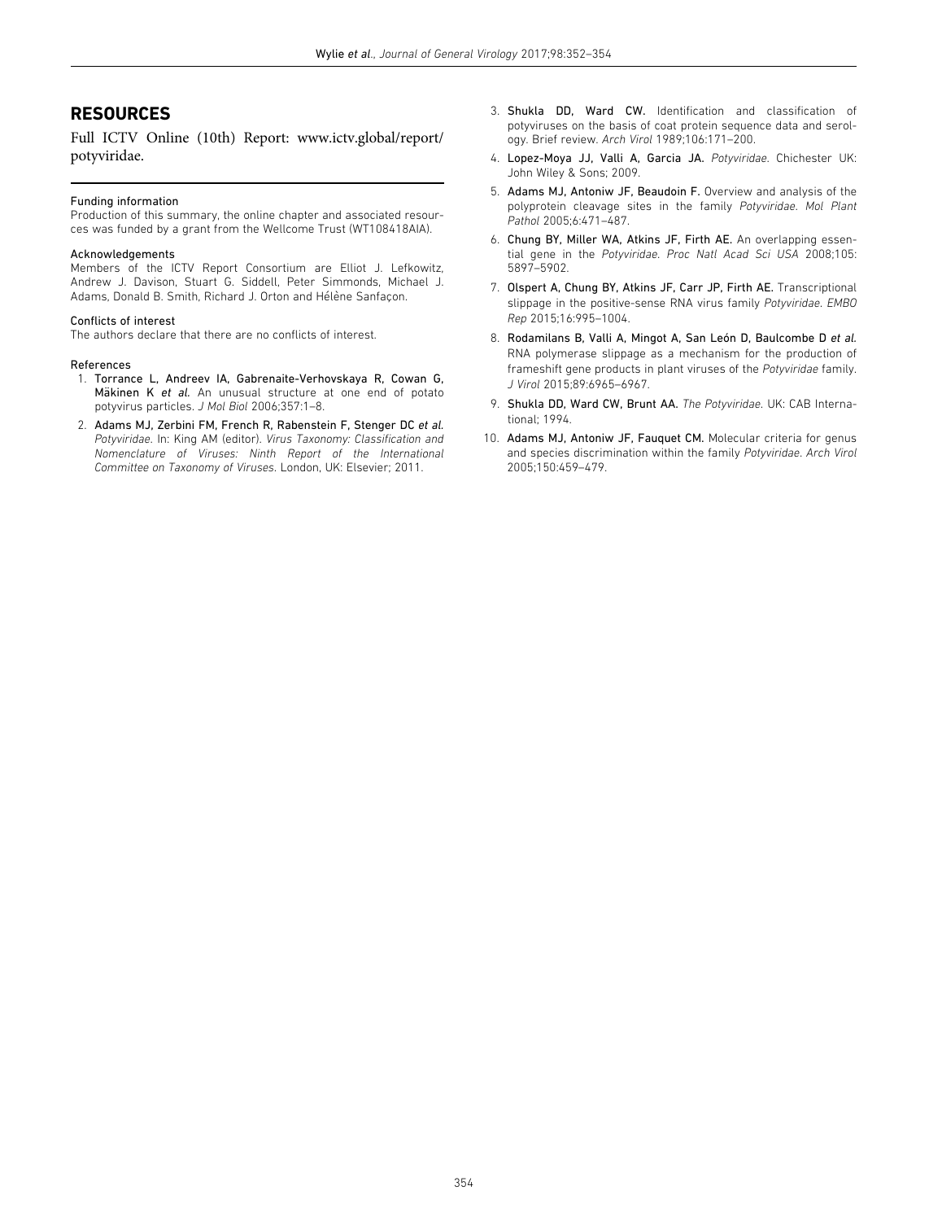## RESOURCES

Full ICTV Online (10th) Report: www.ictv.global/report/potyviridae.

#### Funding information

Production of this summary, the online chapter and associated resources was funded by a grant from the Wellcome Trust (WT108418AIA).

#### Acknowledgements

Members of the ICTV Report Consortium are Elliot J. Lefkowitz, Andrew J. Davison, Stuart G. Siddell, Peter Simmonds, Michael J. Adams, Donald B. Smith, Richard J. Orton and Hélène Sanfaçon.

#### Conflicts of interest

The authors declare that there are no conflicts of interest.

#### References

1. **Torrance L, Andreev IA, Gabrenaite-Verhovskaya R, Cowan G, Mäkinen K *et al.*** An unusual structure at one end of potato potyvirus particles. *J Mol Biol* 2006;357:1–8.
2. **Adams MJ, Zerbini FM, French R, Rabenstein F, Stenger DC *et al.*** *Potyviridae*. In: King AM (editor). *Virus Taxonomy: Classification and Nomenclature of Viruses: Ninth Report of the International Committee on Taxonomy of Viruses*. London, UK: Elsevier; 2011.
3. **Shukla DD, Ward CW.** Identification and classification of potyviruses on the basis of coat protein sequence data and serology. Brief review. *Arch Virol* 1989;106:171–200.
4. **Lopez-Moya JJ, Valli A, Garcia JA.** *Potyviridae*. Chichester UK: John Wiley & Sons; 2009.
5. **Adams MJ, Antoniw JF, Beaudoin F.** Overview and analysis of the polyprotein cleavage sites in the family *Potyviridae*. *Mol Plant Pathol* 2005;6:471–487.
6. **Chung BY, Miller WA, Atkins JF, Firth AE.** An overlapping essential gene in the *Potyviridae*. *Proc Natl Acad Sci USA* 2008;105: 5897–5902.
7. **Olspert A, Chung BY, Atkins JF, Carr JP, Firth AE.** Transcriptional slippage in the positive-sense RNA virus family *Potyviridae*. *EMBO Rep* 2015;16:995–1004.
8. **Rodamilans B, Valli A, Mingot A, San León D, Baulcombe D *et al.*** RNA polymerase slippage as a mechanism for the production of frameshift gene products in plant viruses of the *Potyviridae* family. *J Virol* 2015;89:6965–6967.
9. **Shukla DD, Ward CW, Brunt AA.** *The Potyviridae*. UK: CAB International; 1994.
10. **Adams MJ, Antoniw JF, Fauquet CM.** Molecular criteria for genus and species discrimination within the family *Potyviridae*. *Arch Virol* 2005;150:459–479.